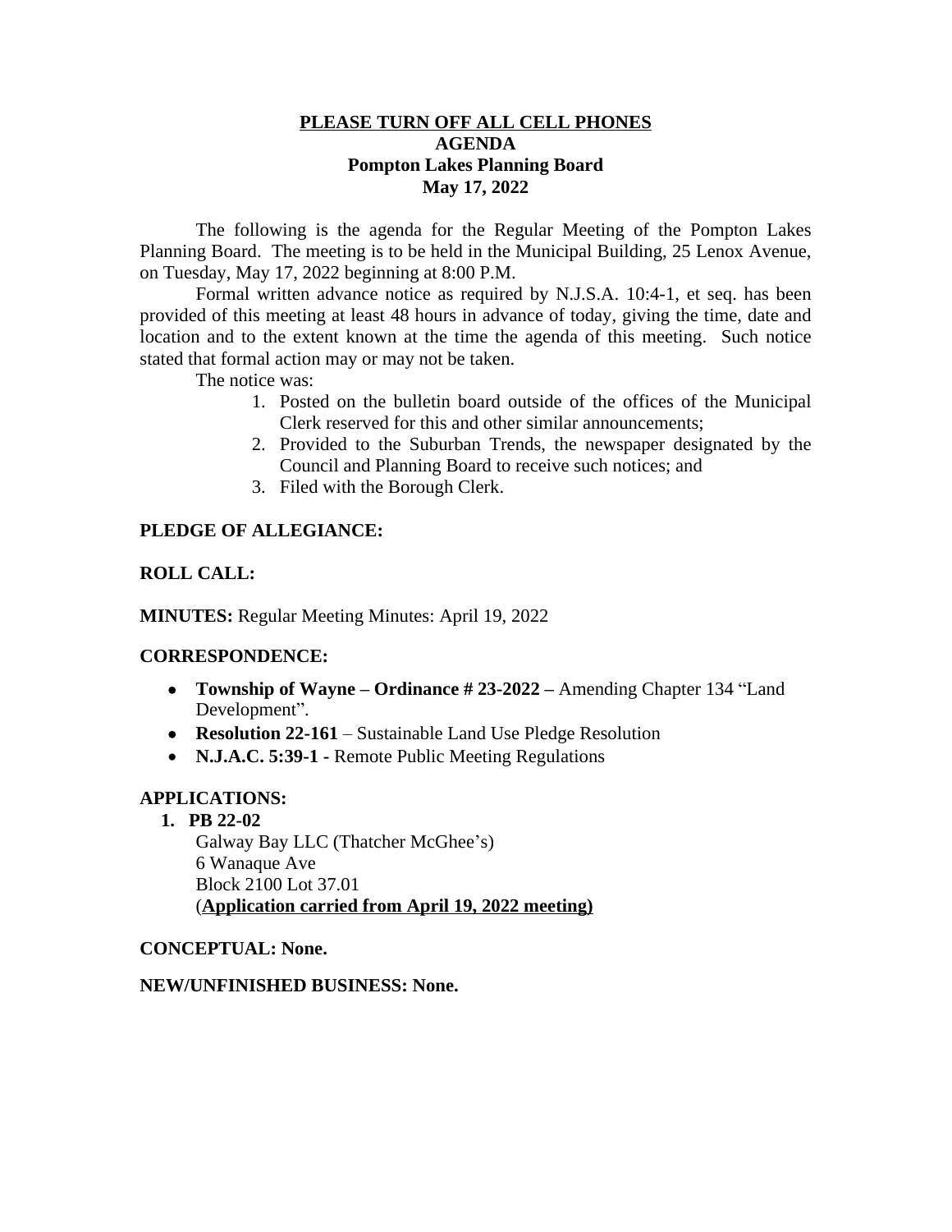**<u>PLEASE TURN OFF ALL CELL PHONES</u>**
**AGENDA**
**Pompton Lakes Planning Board**
**May 17, 2022**

The following is the agenda for the Regular Meeting of the Pompton Lakes Planning Board. The meeting is to be held in the Municipal Building, 25 Lenox Avenue, on Tuesday, May 17, 2022 beginning at 8:00 P.M.

Formal written advance notice as required by N.J.S.A. 10:4-1, et seq. has been provided of this meeting at least 48 hours in advance of today, giving the time, date and location and to the extent known at the time the agenda of this meeting. Such notice stated that formal action may or may not be taken.

The notice was:

1. Posted on the bulletin board outside of the offices of the Municipal Clerk reserved for this and other similar announcements;
2. Provided to the Suburban Trends, the newspaper designated by the Council and Planning Board to receive such notices; and
3. Filed with the Borough Clerk.

**PLEDGE OF ALLEGIANCE:**

**ROLL CALL:**

**MINUTES:** Regular Meeting Minutes: April 19, 2022

**CORRESPONDENCE:**

- **Township of Wayne – Ordinance # 23-2022 –** Amending Chapter 134 "Land Development".
- **Resolution 22-161** – Sustainable Land Use Pledge Resolution
- **N.J.A.C. 5:39-1 -** Remote Public Meeting Regulations

**APPLICATIONS:**

1. **PB 22-02**
   Galway Bay LLC (Thatcher McGhee's)
   6 Wanaque Ave
   Block 2100 Lot 37.01
   (**<u>Application carried from April 19, 2022 meeting)</u>**

**CONCEPTUAL: None.**

**NEW/UNFINISHED BUSINESS: None.**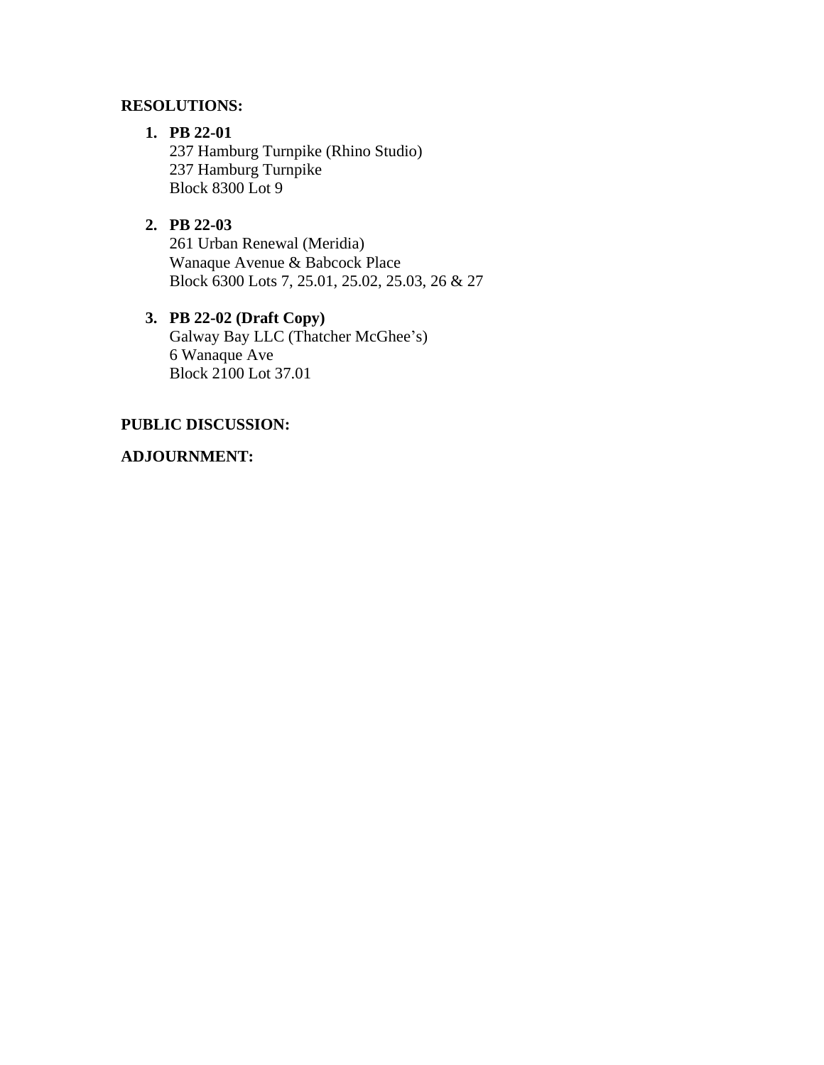**RESOLUTIONS:**

1. **PB 22-01**
   237 Hamburg Turnpike (Rhino Studio)
   237 Hamburg Turnpike
   Block 8300 Lot 9

2. **PB 22-03**
   261 Urban Renewal (Meridia)
   Wanaque Avenue & Babcock Place
   Block 6300 Lots 7, 25.01, 25.02, 25.03, 26 & 27

3. **PB 22-02 (Draft Copy)**
   Galway Bay LLC (Thatcher McGhee's)
   6 Wanaque Ave
   Block 2100 Lot 37.01

**PUBLIC DISCUSSION:**

**ADJOURNMENT:**